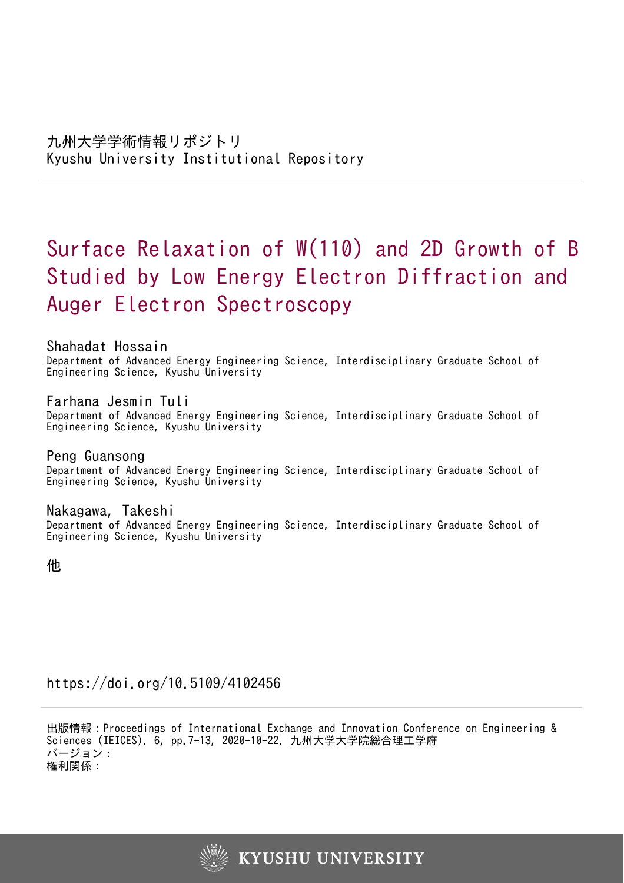九州大学学術情報リポジトリ
Kyushu University Institutional Repository

# Surface Relaxation of W(110) and 2D Growth of B Studied by Low Energy Electron Diffraction and Auger Electron Spectroscopy

**Shahadat Hossain**
Department of Advanced Energy Engineering Science, Interdisciplinary Graduate School of Engineering Science, Kyushu University

**Farhana Jesmin Tuli**
Department of Advanced Energy Engineering Science, Interdisciplinary Graduate School of Engineering Science, Kyushu University

**Peng Guansong**
Department of Advanced Energy Engineering Science, Interdisciplinary Graduate School of Engineering Science, Kyushu University

**Nakagawa, Takeshi**
Department of Advanced Energy Engineering Science, Interdisciplinary Graduate School of Engineering Science, Kyushu University

他

https://doi.org/10.5109/4102456

出版情報：Proceedings of International Exchange and Innovation Conference on Engineering & Sciences (IEICES). 6, pp.7-13, 2020-10-22. 九州大学大学院総合理工学府
バージョン：
権利関係：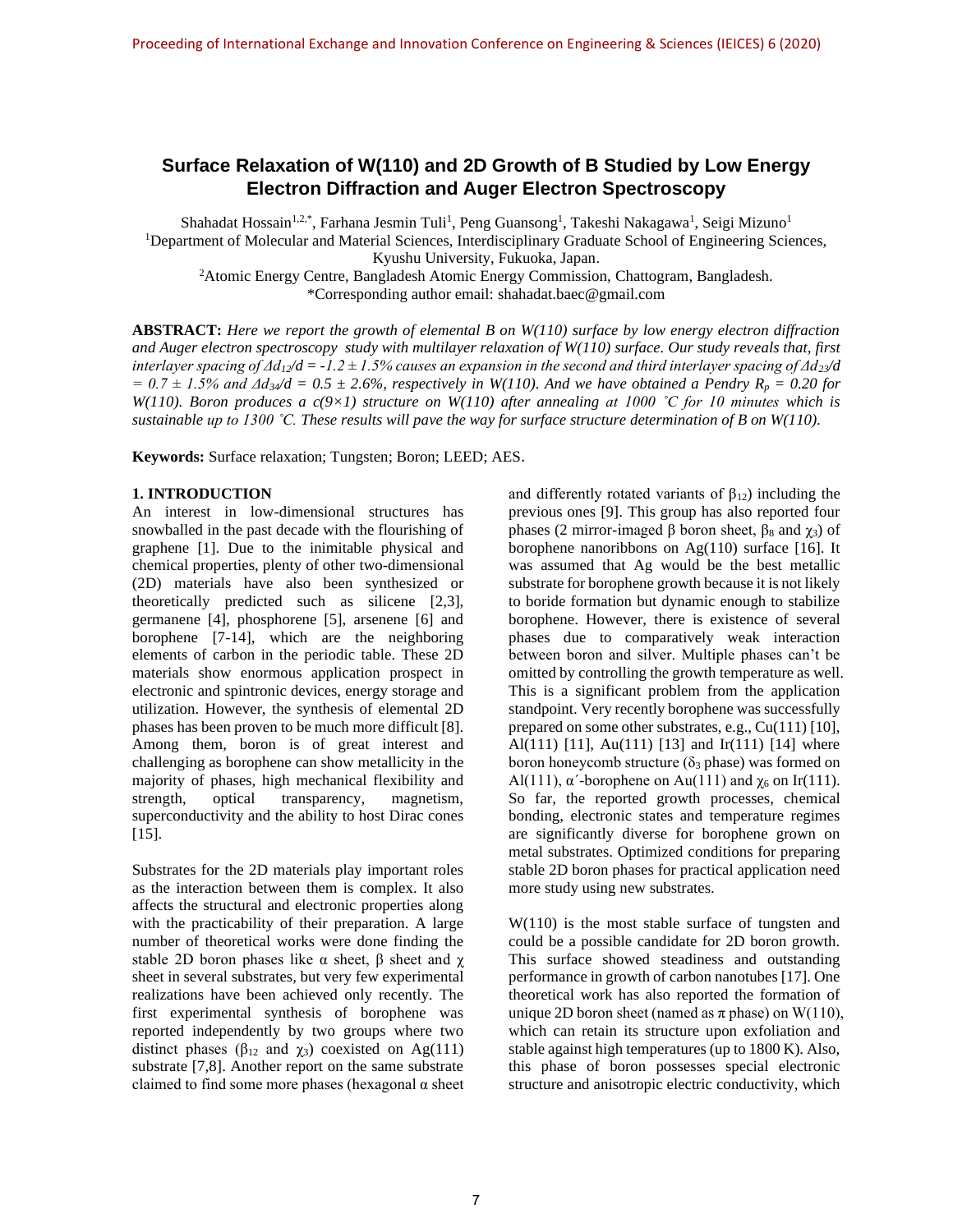# Surface Relaxation of W(110) and 2D Growth of B Studied by Low Energy Electron Diffraction and Auger Electron Spectroscopy

Shahadat Hossain[1,2,*], Farhana Jesmin Tuli[1], Peng Guansong[1], Takeshi Nakagawa[1], Seigi Mizuno[1]

[1]Department of Molecular and Material Sciences, Interdisciplinary Graduate School of Engineering Sciences, Kyushu University, Fukuoka, Japan.

[2]Atomic Energy Centre, Bangladesh Atomic Energy Commission, Chattogram, Bangladesh.

*Corresponding author email: shahadat.baec@gmail.com

**ABSTRACT:** *Here we report the growth of elemental B on W(110) surface by low energy electron diffraction and Auger electron spectroscopy study with multilayer relaxation of W(110) surface. Our study reveals that, first interlayer spacing of $\Delta d_{12}/d = -1.2 \pm 1.5\%$ causes an expansion in the second and third interlayer spacing of $\Delta d_{23}/d = 0.7 \pm 1.5\%$ and $\Delta d_{34}/d = 0.5 \pm 2.6\%$, respectively in W(110). And we have obtained a Pendry $R_p = 0.20$ for W(110). Boron produces a c(9×1) structure on W(110) after annealing at 1000 °C for 10 minutes which is sustainable up to 1300 °C. These results will pave the way for surface structure determination of B on W(110).*

**Keywords:** Surface relaxation; Tungsten; Boron; LEED; AES.

## 1. INTRODUCTION

An interest in low-dimensional structures has snowballed in the past decade with the flourishing of graphene [1]. Due to the inimitable physical and chemical properties, plenty of other two-dimensional (2D) materials have also been synthesized or theoretically predicted such as silicene [2,3], germanene [4], phosphorene [5], arsenene [6] and borophene [7-14], which are the neighboring elements of carbon in the periodic table. These 2D materials show enormous application prospect in electronic and spintronic devices, energy storage and utilization. However, the synthesis of elemental 2D phases has been proven to be much more difficult [8]. Among them, boron is of great interest and challenging as borophene can show metallicity in the majority of phases, high mechanical flexibility and strength, optical transparency, magnetism, superconductivity and the ability to host Dirac cones [15].

Substrates for the 2D materials play important roles as the interaction between them is complex. It also affects the structural and electronic properties along with the practicability of their preparation. A large number of theoretical works were done finding the stable 2D boron phases like α sheet, β sheet and χ sheet in several substrates, but very few experimental realizations have been achieved only recently. The first experimental synthesis of borophene was reported independently by two groups where two distinct phases ($\beta_{12}$ and $\chi_3$) coexisted on Ag(111) substrate [7,8]. Another report on the same substrate claimed to find some more phases (hexagonal α sheet and differently rotated variants of $\beta_{12}$) including the previous ones [9]. This group has also reported four phases (2 mirror-imaged β boron sheet, $\beta_8$ and $\chi_3$) of borophene nanoribbons on Ag(110) surface [16]. It was assumed that Ag would be the best metallic substrate for borophene growth because it is not likely to boride formation but dynamic enough to stabilize borophene. However, there is existence of several phases due to comparatively weak interaction between boron and silver. Multiple phases can't be omitted by controlling the growth temperature as well. This is a significant problem from the application standpoint. Very recently borophene was successfully prepared on some other substrates, e.g., Cu(111) [10], Al(111) [11], Au(111) [13] and Ir(111) [14] where boron honeycomb structure ($\delta_3$ phase) was formed on Al(111), α′-borophene on Au(111) and $\chi_6$ on Ir(111). So far, the reported growth processes, chemical bonding, electronic states and temperature regimes are significantly diverse for borophene grown on metal substrates. Optimized conditions for preparing stable 2D boron phases for practical application need more study using new substrates.

W(110) is the most stable surface of tungsten and could be a possible candidate for 2D boron growth. This surface showed steadiness and outstanding performance in growth of carbon nanotubes [17]. One theoretical work has also reported the formation of unique 2D boron sheet (named as π phase) on W(110), which can retain its structure upon exfoliation and stable against high temperatures (up to 1800 K). Also, this phase of boron possesses special electronic structure and anisotropic electric conductivity, which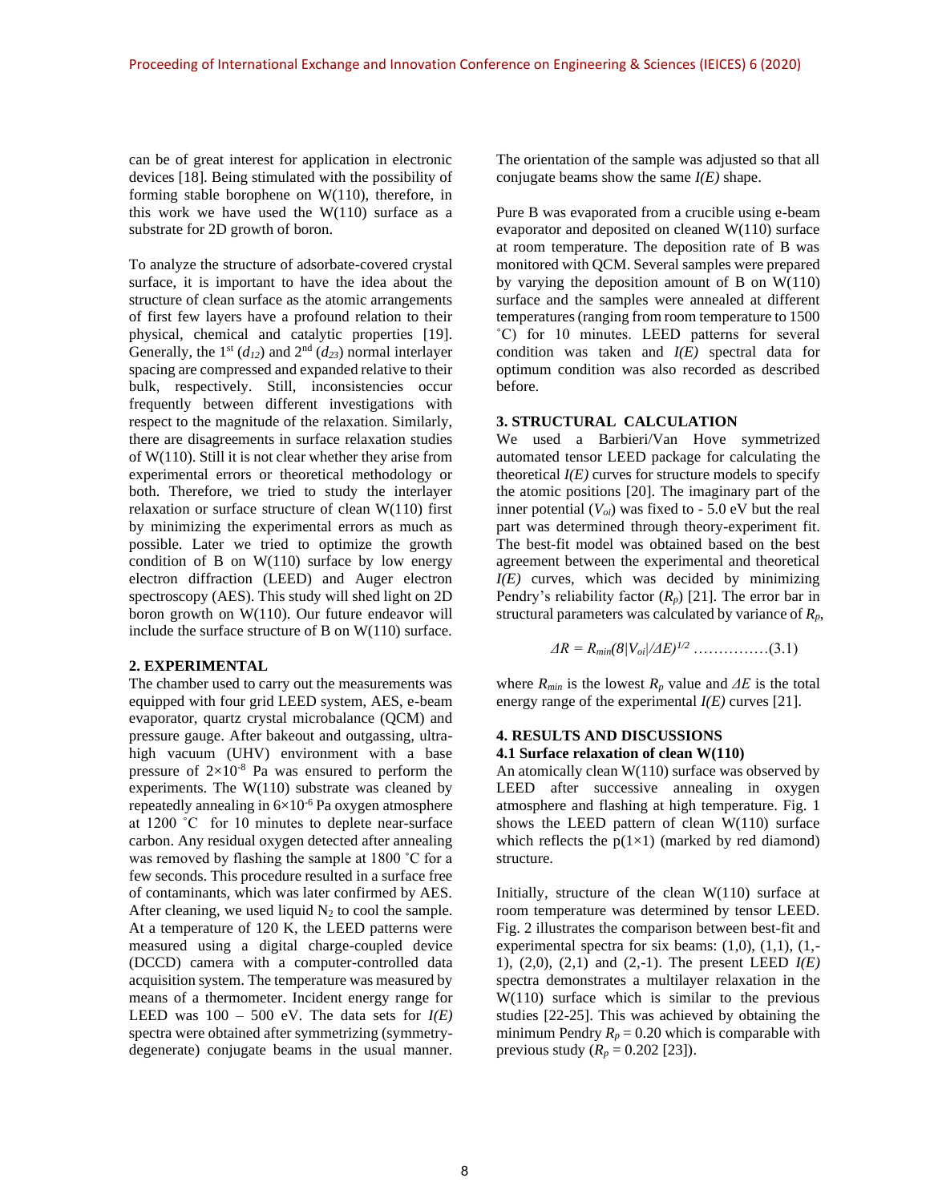can be of great interest for application in electronic devices [18]. Being stimulated with the possibility of forming stable borophene on W(110), therefore, in this work we have used the W(110) surface as a substrate for 2D growth of boron.

To analyze the structure of adsorbate-covered crystal surface, it is important to have the idea about the structure of clean surface as the atomic arrangements of first few layers have a profound relation to their physical, chemical and catalytic properties [19]. Generally, the 1st ($d_{12}$) and 2nd ($d_{23}$) normal interlayer spacing are compressed and expanded relative to their bulk, respectively. Still, inconsistencies occur frequently between different investigations with respect to the magnitude of the relaxation. Similarly, there are disagreements in surface relaxation studies of W(110). Still it is not clear whether they arise from experimental errors or theoretical methodology or both. Therefore, we tried to study the interlayer relaxation or surface structure of clean W(110) first by minimizing the experimental errors as much as possible. Later we tried to optimize the growth condition of B on W(110) surface by low energy electron diffraction (LEED) and Auger electron spectroscopy (AES). This study will shed light on 2D boron growth on W(110). Our future endeavor will include the surface structure of B on W(110) surface.

## 2. EXPERIMENTAL

The chamber used to carry out the measurements was equipped with four grid LEED system, AES, e-beam evaporator, quartz crystal microbalance (QCM) and pressure gauge. After bakeout and outgassing, ultra-high vacuum (UHV) environment with a base pressure of $2\times10^{-8}$ Pa was ensured to perform the experiments. The W(110) substrate was cleaned by repeatedly annealing in $6\times10^{-6}$ Pa oxygen atmosphere at 1200 ˚C for 10 minutes to deplete near-surface carbon. Any residual oxygen detected after annealing was removed by flashing the sample at 1800 ˚C for a few seconds. This procedure resulted in a surface free of contaminants, which was later confirmed by AES. After cleaning, we used liquid $N_2$ to cool the sample. At a temperature of 120 K, the LEED patterns were measured using a digital charge-coupled device (DCCD) camera with a computer-controlled data acquisition system. The temperature was measured by means of a thermometer. Incident energy range for LEED was 100 – 500 eV. The data sets for *I(E)* spectra were obtained after symmetrizing (symmetry-degenerate) conjugate beams in the usual manner. The orientation of the sample was adjusted so that all conjugate beams show the same *I(E)* shape.

Pure B was evaporated from a crucible using e-beam evaporator and deposited on cleaned W(110) surface at room temperature. The deposition rate of B was monitored with QCM. Several samples were prepared by varying the deposition amount of B on W(110) surface and the samples were annealed at different temperatures (ranging from room temperature to 1500 ˚C) for 10 minutes. LEED patterns for several condition was taken and *I(E)* spectral data for optimum condition was also recorded as described before.

## 3. STRUCTURAL CALCULATION

We used a Barbieri/Van Hove symmetrized automated tensor LEED package for calculating the theoretical *I(E)* curves for structure models to specify the atomic positions [20]. The imaginary part of the inner potential ($V_{oi}$) was fixed to - 5.0 eV but the real part was determined through theory-experiment fit. The best-fit model was obtained based on the best agreement between the experimental and theoretical *I(E)* curves, which was decided by minimizing Pendry's reliability factor ($R_p$) [21]. The error bar in structural parameters was calculated by variance of $R_p$,

$$\Delta R = R_{min}(8|V_{oi}|/\Delta E)^{1/2} \quad \text{...............(3.1)}$$

where $R_{min}$ is the lowest $R_p$ value and $\Delta E$ is the total energy range of the experimental *I(E)* curves [21].

## 4. RESULTS AND DISCUSSIONS

### 4.1 Surface relaxation of clean W(110)

An atomically clean W(110) surface was observed by LEED after successive annealing in oxygen atmosphere and flashing at high temperature. Fig. 1 shows the LEED pattern of clean W(110) surface which reflects the p(1×1) (marked by red diamond) structure.

Initially, structure of the clean W(110) surface at room temperature was determined by tensor LEED. Fig. 2 illustrates the comparison between best-fit and experimental spectra for six beams: (1,0), (1,1), (1,-1), (2,0), (2,1) and (2,-1). The present LEED *I(E)* spectra demonstrates a multilayer relaxation in the W(110) surface which is similar to the previous studies [22-25]. This was achieved by obtaining the minimum Pendry $R_p = 0.20$ which is comparable with previous study ($R_p = 0.202$ [23]).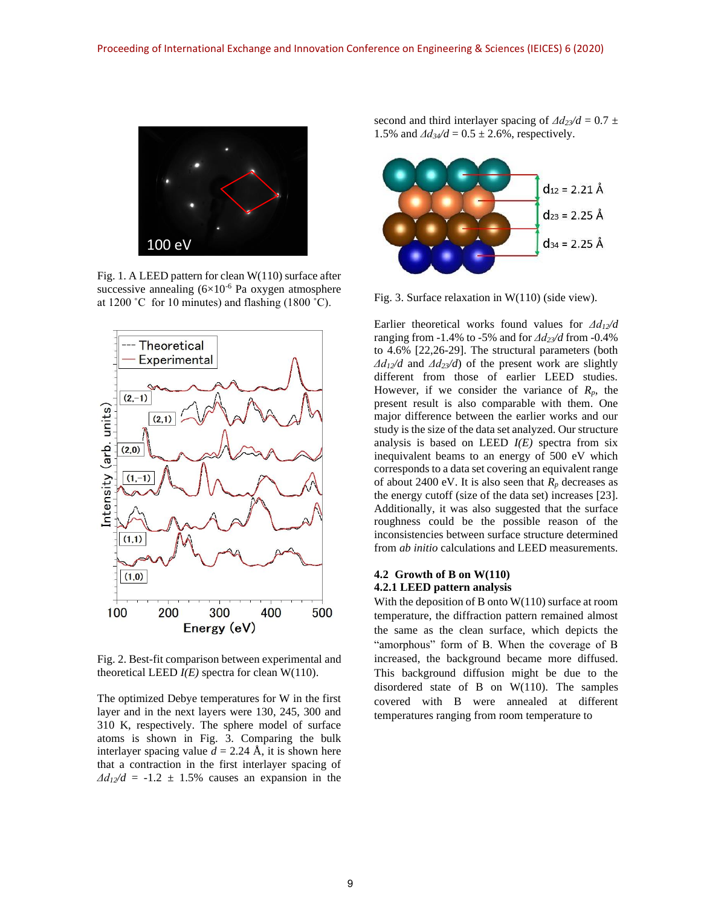Fig. 1. A LEED pattern for clean W(110) surface after successive annealing ($6\times10^{-6}$ Pa oxygen atmosphere at 1200 ˚C for 10 minutes) and flashing (1800 ˚C).

Fig. 2. Best-fit comparison between experimental and theoretical LEED $I(E)$ spectra for clean W(110).

The optimized Debye temperatures for W in the first layer and in the next layers were 130, 245, 300 and 310 K, respectively. The sphere model of surface atoms is shown in Fig. 3. Comparing the bulk interlayer spacing value $d$ = 2.24 Å, it is shown here that a contraction in the first interlayer spacing of $\Delta d_{12}/d$ = -1.2 ± 1.5% causes an expansion in the second and third interlayer spacing of $\Delta d_{23}/d$ = 0.7 ± 1.5% and $\Delta d_{34}/d$ = 0.5 ± 2.6%, respectively.

Fig. 3. Surface relaxation in W(110) (side view).

Earlier theoretical works found values for $\Delta d_{12}/d$ ranging from -1.4% to -5% and for $\Delta d_{23}/d$ from -0.4% to 4.6% [22,26-29]. The structural parameters (both $\Delta d_{12}/d$ and $\Delta d_{23}/d$) of the present work are slightly different from those of earlier LEED studies. However, if we consider the variance of $R_p$, the present result is also comparable with them. One major difference between the earlier works and our study is the size of the data set analyzed. Our structure analysis is based on LEED $I(E)$ spectra from six inequivalent beams to an energy of 500 eV which corresponds to a data set covering an equivalent range of about 2400 eV. It is also seen that $R_p$ decreases as the energy cutoff (size of the data set) increases [23]. Additionally, it was also suggested that the surface roughness could be the possible reason of the inconsistencies between surface structure determined from *ab initio* calculations and LEED measurements.

### 4.2 Growth of B on W(110)

#### 4.2.1 LEED pattern analysis

With the deposition of B onto W(110) surface at room temperature, the diffraction pattern remained almost the same as the clean surface, which depicts the "amorphous" form of B. When the coverage of B increased, the background became more diffused. This background diffusion might be due to the disordered state of B on W(110). The samples covered with B were annealed at different temperatures ranging from room temperature to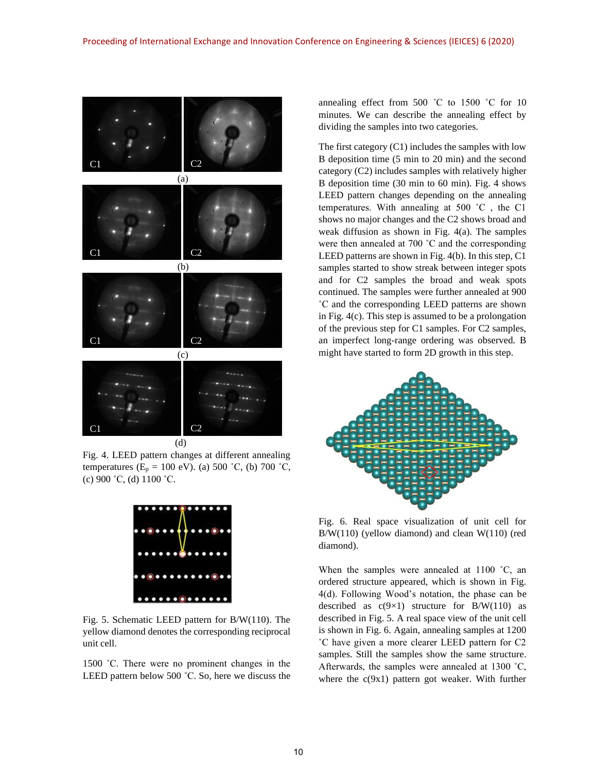Fig. 4. LEED pattern changes at different annealing temperatures ($E_p$ = 100 eV). (a) 500 ˚C, (b) 700 ˚C, (c) 900 ˚C, (d) 1100 ˚C.

Fig. 5. Schematic LEED pattern for B/W(110). The yellow diamond denotes the corresponding reciprocal unit cell.

1500 ˚C. There were no prominent changes in the LEED pattern below 500 ˚C. So, here we discuss the annealing effect from 500 ˚C to 1500 ˚C for 10 minutes. We can describe the annealing effect by dividing the samples into two categories.

The first category (C1) includes the samples with low B deposition time (5 min to 20 min) and the second category (C2) includes samples with relatively higher B deposition time (30 min to 60 min). Fig. 4 shows LEED pattern changes depending on the annealing temperatures. With annealing at 500 ˚C , the C1 shows no major changes and the C2 shows broad and weak diffusion as shown in Fig. 4(a). The samples were then annealed at 700 ˚C and the corresponding LEED patterns are shown in Fig. 4(b). In this step, C1 samples started to show streak between integer spots and for C2 samples the broad and weak spots continued. The samples were further annealed at 900 ˚C and the corresponding LEED patterns are shown in Fig. 4(c). This step is assumed to be a prolongation of the previous step for C1 samples. For C2 samples, an imperfect long-range ordering was observed. B might have started to form 2D growth in this step.

Fig. 6. Real space visualization of unit cell for B/W(110) (yellow diamond) and clean W(110) (red diamond).

When the samples were annealed at 1100 ˚C, an ordered structure appeared, which is shown in Fig. 4(d). Following Wood's notation, the phase can be described as c(9×1) structure for B/W(110) as described in Fig. 5. A real space view of the unit cell is shown in Fig. 6. Again, annealing samples at 1200 ˚C have given a more clearer LEED pattern for C2 samples. Still the samples show the same structure. Afterwards, the samples were annealed at 1300 ˚C, where the c(9x1) pattern got weaker. With further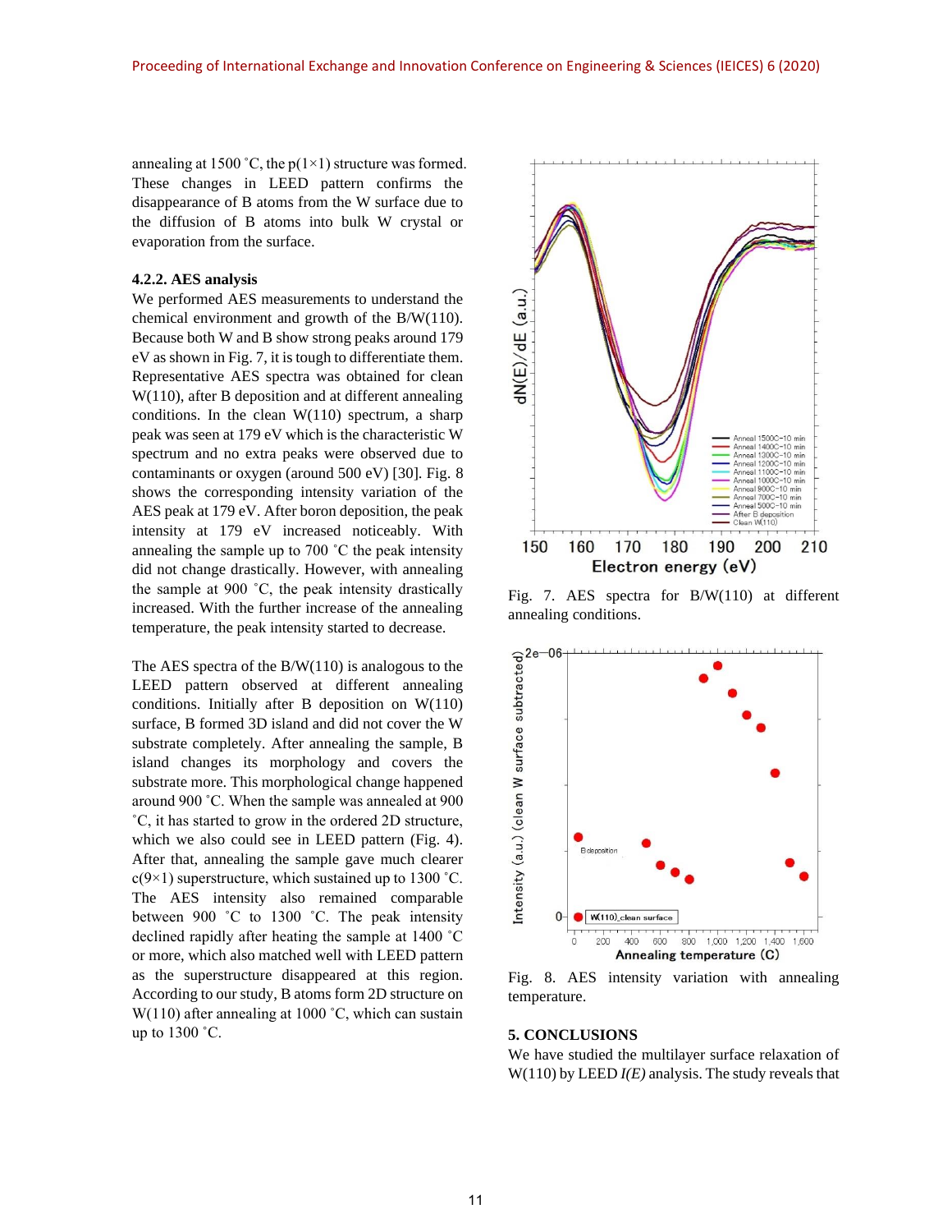annealing at 1500 ˚C, the p(1×1) structure was formed. These changes in LEED pattern confirms the disappearance of B atoms from the W surface due to the diffusion of B atoms into bulk W crystal or evaporation from the surface.

#### 4.2.2. AES analysis

We performed AES measurements to understand the chemical environment and growth of the B/W(110). Because both W and B show strong peaks around 179 eV as shown in Fig. 7, it is tough to differentiate them. Representative AES spectra was obtained for clean W(110), after B deposition and at different annealing conditions. In the clean W(110) spectrum, a sharp peak was seen at 179 eV which is the characteristic W spectrum and no extra peaks were observed due to contaminants or oxygen (around 500 eV) [30]. Fig. 8 shows the corresponding intensity variation of the AES peak at 179 eV. After boron deposition, the peak intensity at 179 eV increased noticeably. With annealing the sample up to 700 ˚C the peak intensity did not change drastically. However, with annealing the sample at 900 ˚C, the peak intensity drastically increased. With the further increase of the annealing temperature, the peak intensity started to decrease.

The AES spectra of the B/W(110) is analogous to the LEED pattern observed at different annealing conditions. Initially after B deposition on W(110) surface, B formed 3D island and did not cover the W substrate completely. After annealing the sample, B island changes its morphology and covers the substrate more. This morphological change happened around 900 ˚C. When the sample was annealed at 900 ˚C, it has started to grow in the ordered 2D structure, which we also could see in LEED pattern (Fig. 4). After that, annealing the sample gave much clearer c(9×1) superstructure, which sustained up to 1300 ˚C. The AES intensity also remained comparable between 900 ˚C to 1300 ˚C. The peak intensity declined rapidly after heating the sample at 1400 ˚C or more, which also matched well with LEED pattern as the superstructure disappeared at this region. According to our study, B atoms form 2D structure on W(110) after annealing at 1000 ˚C, which can sustain up to 1300 ˚C.

Fig. 7. AES spectra for B/W(110) at different annealing conditions.

Fig. 8. AES intensity variation with annealing temperature.

## 5. CONCLUSIONS

We have studied the multilayer surface relaxation of W(110) by LEED *I(E)* analysis. The study reveals that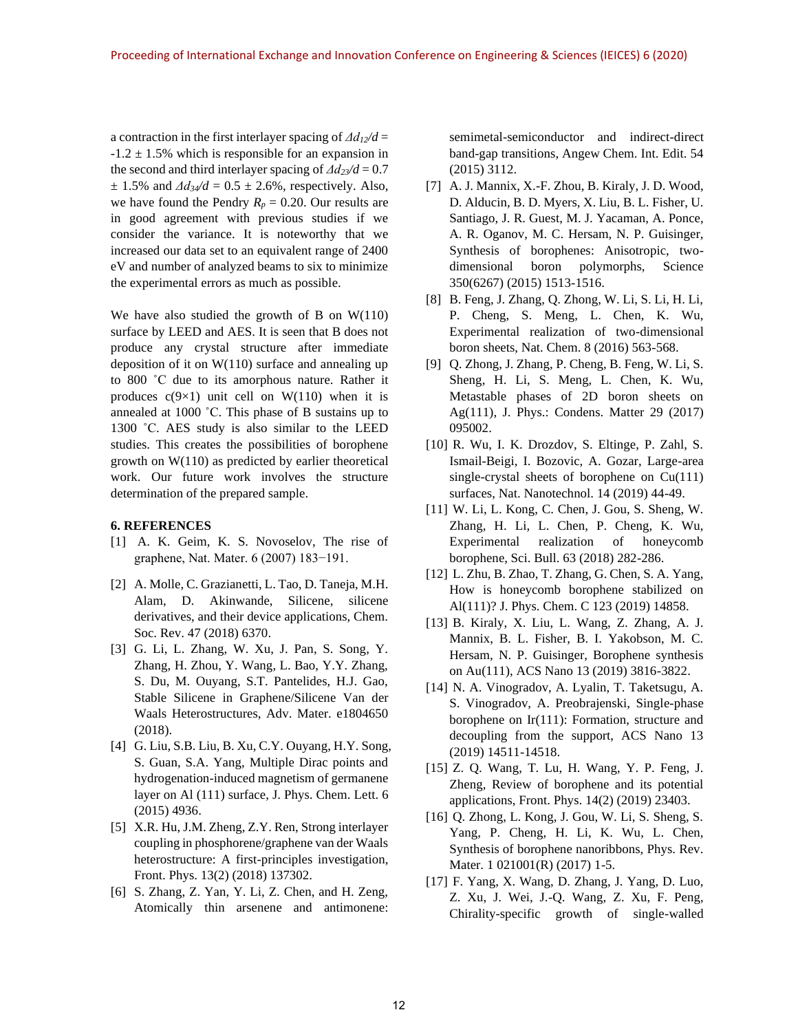a contraction in the first interlayer spacing of $\Delta d_{12}/d = -1.2 \pm 1.5\%$ which is responsible for an expansion in the second and third interlayer spacing of $\Delta d_{23}/d = 0.7 \pm 1.5\%$ and $\Delta d_{34}/d = 0.5 \pm 2.6\%$, respectively. Also, we have found the Pendry $R_p = 0.20$. Our results are in good agreement with previous studies if we consider the variance. It is noteworthy that we increased our data set to an equivalent range of 2400 eV and number of analyzed beams to six to minimize the experimental errors as much as possible.

We have also studied the growth of B on W(110) surface by LEED and AES. It is seen that B does not produce any crystal structure after immediate deposition of it on W(110) surface and annealing up to 800 ˚C due to its amorphous nature. Rather it produces c(9×1) unit cell on W(110) when it is annealed at 1000 ˚C. This phase of B sustains up to 1300 ˚C. AES study is also similar to the LEED studies. This creates the possibilities of borophene growth on W(110) as predicted by earlier theoretical work. Our future work involves the structure determination of the prepared sample.

### 6. REFERENCES

[1] A. K. Geim, K. S. Novoselov, The rise of graphene, Nat. Mater. 6 (2007) 183−191.

[2] A. Molle, C. Grazianetti, L. Tao, D. Taneja, M.H. Alam, D. Akinwande, Silicene, silicene derivatives, and their device applications, Chem. Soc. Rev. 47 (2018) 6370.

[3] G. Li, L. Zhang, W. Xu, J. Pan, S. Song, Y. Zhang, H. Zhou, Y. Wang, L. Bao, Y.Y. Zhang, S. Du, M. Ouyang, S.T. Pantelides, H.J. Gao, Stable Silicene in Graphene/Silicene Van der Waals Heterostructures, Adv. Mater. e1804650 (2018).

[4] G. Liu, S.B. Liu, B. Xu, C.Y. Ouyang, H.Y. Song, S. Guan, S.A. Yang, Multiple Dirac points and hydrogenation-induced magnetism of germanene layer on Al (111) surface, J. Phys. Chem. Lett. 6 (2015) 4936.

[5] X.R. Hu, J.M. Zheng, Z.Y. Ren, Strong interlayer coupling in phosphorene/graphene van der Waals heterostructure: A first-principles investigation, Front. Phys. 13(2) (2018) 137302.

[6] S. Zhang, Z. Yan, Y. Li, Z. Chen, and H. Zeng, Atomically thin arsenene and antimonene: semimetal-semiconductor and indirect-direct band-gap transitions, Angew Chem. Int. Edit. 54 (2015) 3112.

[7] A. J. Mannix, X.-F. Zhou, B. Kiraly, J. D. Wood, D. Alducin, B. D. Myers, X. Liu, B. L. Fisher, U. Santiago, J. R. Guest, M. J. Yacaman, A. Ponce, A. R. Oganov, M. C. Hersam, N. P. Guisinger, Synthesis of borophenes: Anisotropic, two-dimensional boron polymorphs, Science 350(6267) (2015) 1513-1516.

[8] B. Feng, J. Zhang, Q. Zhong, W. Li, S. Li, H. Li, P. Cheng, S. Meng, L. Chen, K. Wu, Experimental realization of two-dimensional boron sheets, Nat. Chem. 8 (2016) 563-568.

[9] Q. Zhong, J. Zhang, P. Cheng, B. Feng, W. Li, S. Sheng, H. Li, S. Meng, L. Chen, K. Wu, Metastable phases of 2D boron sheets on Ag(111), J. Phys.: Condens. Matter 29 (2017) 095002.

[10] R. Wu, I. K. Drozdov, S. Eltinge, P. Zahl, S. Ismail-Beigi, I. Bozovic, A. Gozar, Large-area single-crystal sheets of borophene on Cu(111) surfaces, Nat. Nanotechnol. 14 (2019) 44-49.

[11] W. Li, L. Kong, C. Chen, J. Gou, S. Sheng, W. Zhang, H. Li, L. Chen, P. Cheng, K. Wu, Experimental realization of honeycomb borophene, Sci. Bull. 63 (2018) 282-286.

[12] L. Zhu, B. Zhao, T. Zhang, G. Chen, S. A. Yang, How is honeycomb borophene stabilized on Al(111)? J. Phys. Chem. C 123 (2019) 14858.

[13] B. Kiraly, X. Liu, L. Wang, Z. Zhang, A. J. Mannix, B. L. Fisher, B. I. Yakobson, M. C. Hersam, N. P. Guisinger, Borophene synthesis on Au(111), ACS Nano 13 (2019) 3816-3822.

[14] N. A. Vinogradov, A. Lyalin, T. Taketsugu, A. S. Vinogradov, A. Preobrajenski, Single-phase borophene on Ir(111): Formation, structure and decoupling from the support, ACS Nano 13 (2019) 14511-14518.

[15] Z. Q. Wang, T. Lu, H. Wang, Y. P. Feng, J. Zheng, Review of borophene and its potential applications, Front. Phys. 14(2) (2019) 23403.

[16] Q. Zhong, L. Kong, J. Gou, W. Li, S. Sheng, S. Yang, P. Cheng, H. Li, K. Wu, L. Chen, Synthesis of borophene nanoribbons, Phys. Rev. Mater. 1 021001(R) (2017) 1-5.

[17] F. Yang, X. Wang, D. Zhang, J. Yang, D. Luo, Z. Xu, J. Wei, J.-Q. Wang, Z. Xu, F. Peng, Chirality-specific growth of single-walled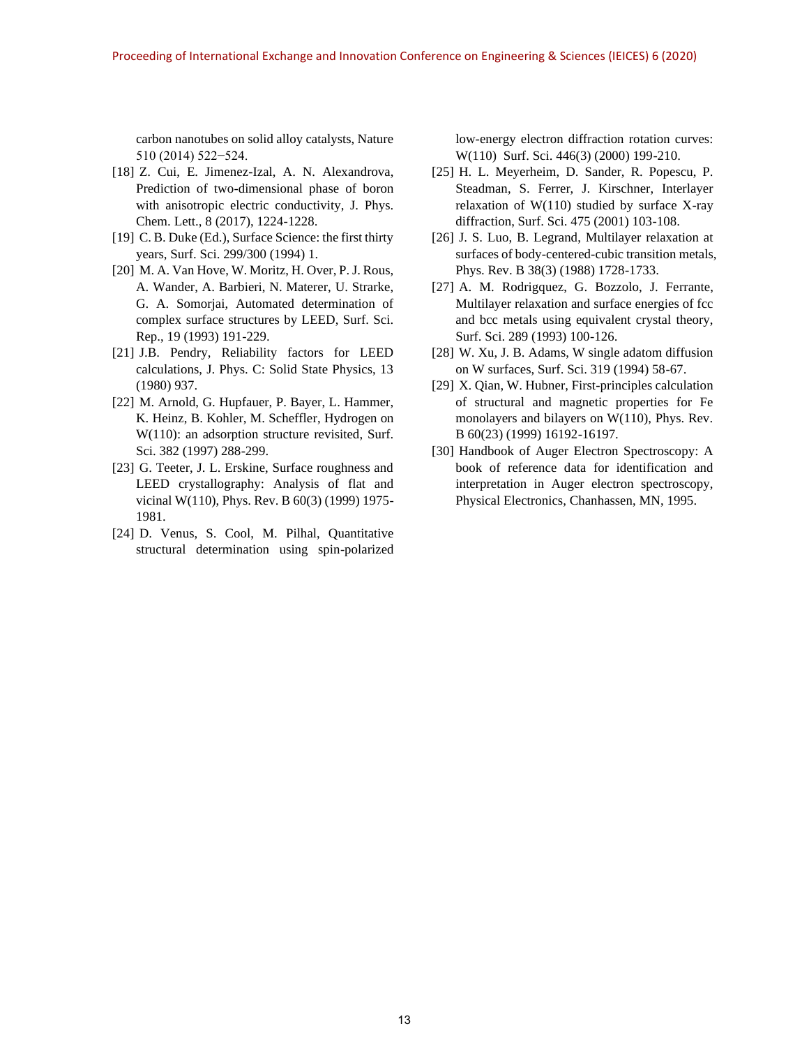carbon nanotubes on solid alloy catalysts, Nature 510 (2014) 522−524.

[18] Z. Cui, E. Jimenez-Izal, A. N. Alexandrova, Prediction of two-dimensional phase of boron with anisotropic electric conductivity, J. Phys. Chem. Lett., 8 (2017), 1224-1228.

[19] C. B. Duke (Ed.), Surface Science: the first thirty years, Surf. Sci. 299/300 (1994) 1.

[20] M. A. Van Hove, W. Moritz, H. Over, P. J. Rous, A. Wander, A. Barbieri, N. Materer, U. Strarke, G. A. Somorjai, Automated determination of complex surface structures by LEED, Surf. Sci. Rep., 19 (1993) 191-229.

[21] J.B. Pendry, Reliability factors for LEED calculations, J. Phys. C: Solid State Physics, 13 (1980) 937.

[22] M. Arnold, G. Hupfauer, P. Bayer, L. Hammer, K. Heinz, B. Kohler, M. Scheffler, Hydrogen on W(110): an adsorption structure revisited, Surf. Sci. 382 (1997) 288-299.

[23] G. Teeter, J. L. Erskine, Surface roughness and LEED crystallography: Analysis of flat and vicinal W(110), Phys. Rev. B 60(3) (1999) 1975-1981.

[24] D. Venus, S. Cool, M. Pilhal, Quantitative structural determination using spin-polarized low-energy electron diffraction rotation curves: W(110) Surf. Sci. 446(3) (2000) 199-210.

[25] H. L. Meyerheim, D. Sander, R. Popescu, P. Steadman, S. Ferrer, J. Kirschner, Interlayer relaxation of W(110) studied by surface X-ray diffraction, Surf. Sci. 475 (2001) 103-108.

[26] J. S. Luo, B. Legrand, Multilayer relaxation at surfaces of body-centered-cubic transition metals, Phys. Rev. B 38(3) (1988) 1728-1733.

[27] A. M. Rodrigquez, G. Bozzolo, J. Ferrante, Multilayer relaxation and surface energies of fcc and bcc metals using equivalent crystal theory, Surf. Sci. 289 (1993) 100-126.

[28] W. Xu, J. B. Adams, W single adatom diffusion on W surfaces, Surf. Sci. 319 (1994) 58-67.

[29] X. Qian, W. Hubner, First-principles calculation of structural and magnetic properties for Fe monolayers and bilayers on W(110), Phys. Rev. B 60(23) (1999) 16192-16197.

[30] Handbook of Auger Electron Spectroscopy: A book of reference data for identification and interpretation in Auger electron spectroscopy, Physical Electronics, Chanhassen, MN, 1995.